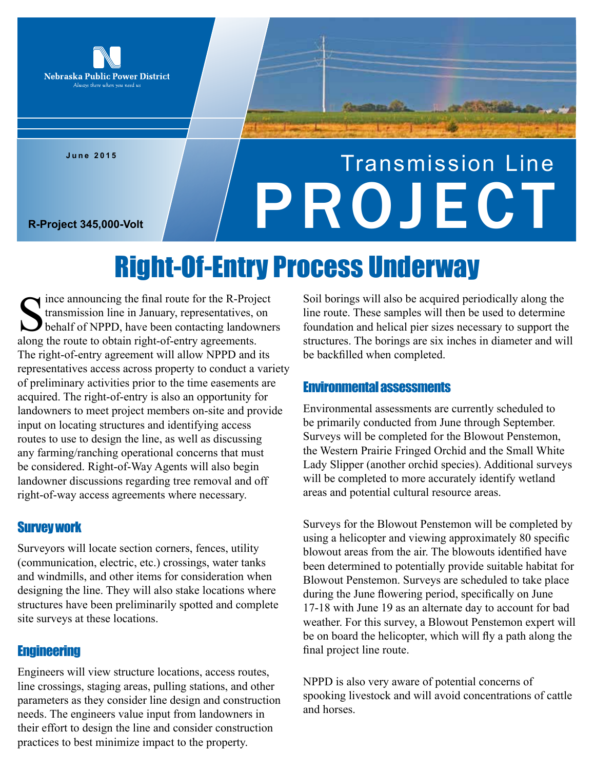Nebraska Public Power District

*Always there when you need us*

June 2015

R-Project 345,000-Volt

# Transmission Line PROJECT

## Right-Of-Entry Process Underway

Since announcing the final route for the R-Project transmission line in January, representatives, on behalf of NPPD, have been contacting landowners along the route to obtain right-of-entry agreements. The right-of-entry agreement will allow NPPD and its representatives access across property to conduct a variety of preliminary activities prior to the time easements are acquired. The right-of-entry is also an opportunity for landowners to meet project members on-site and provide input on locating structures and identifying access routes to use to design the line, as well as discussing any farming/ranching operational concerns that must be considered. Right-of-Way Agents will also begin landowner discussions regarding tree removal and off right-of-way access agreements where necessary.

### Survey work

Surveyors will locate section corners, fences, utility (communication, electric, etc.) crossings, water tanks and windmills, and other items for consideration when designing the line. They will also stake locations where structures have been preliminarily spotted and complete site surveys at these locations.

### Engineering

Engineers will view structure locations, access routes, line crossings, staging areas, pulling stations, and other parameters as they consider line design and construction needs. The engineers value input from landowners in their effort to design the line and consider construction practices to best minimize impact to the property.

Soil borings will also be acquired periodically along the line route. These samples will then be used to determine foundation and helical pier sizes necessary to support the structures. The borings are six inches in diameter and will be backfilled when completed.

### Environmental assessments

Environmental assessments are currently scheduled to be primarily conducted from June through September. Surveys will be completed for the Blowout Penstemon, the Western Prairie Fringed Orchid and the Small White Lady Slipper (another orchid species). Additional surveys will be completed to more accurately identify wetland areas and potential cultural resource areas.

Surveys for the Blowout Penstemon will be completed by using a helicopter and viewing approximately 80 specific blowout areas from the air. The blowouts identified have been determined to potentially provide suitable habitat for Blowout Penstemon. Surveys are scheduled to take place during the June flowering period, specifically on June 17-18 with June 19 as an alternate day to account for bad weather. For this survey, a Blowout Penstemon expert will be on board the helicopter, which will fly a path along the final project line route.

NPPD is also very aware of potential concerns of spooking livestock and will avoid concentrations of cattle and horses.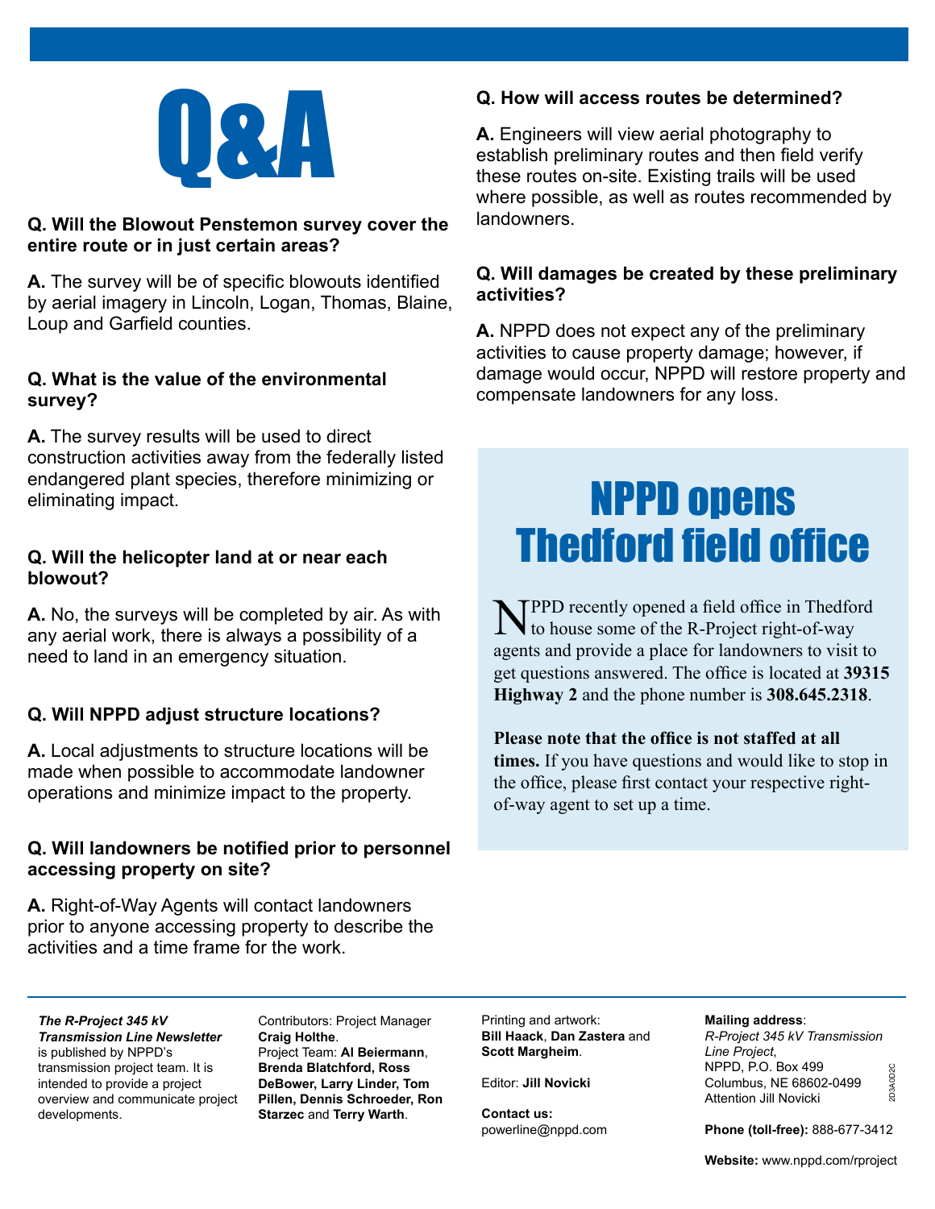# Q&A

**Q. Will the Blowout Penstemon survey cover the entire route or in just certain areas?**

**A.** The survey will be of specific blowouts identified by aerial imagery in Lincoln, Logan, Thomas, Blaine, Loup and Garfield counties.

**Q. What is the value of the environmental survey?**

**A.** The survey results will be used to direct construction activities away from the federally listed endangered plant species, therefore minimizing or eliminating impact.

**Q. Will the helicopter land at or near each blowout?**

**A.** No, the surveys will be completed by air. As with any aerial work, there is always a possibility of a need to land in an emergency situation.

**Q. Will NPPD adjust structure locations?**

**A.** Local adjustments to structure locations will be made when possible to accommodate landowner operations and minimize impact to the property.

**Q. Will landowners be notified prior to personnel accessing property on site?**

**A.** Right-of-Way Agents will contact landowners prior to anyone accessing property to describe the activities and a time frame for the work.

**Q. How will access routes be determined?**

**A.** Engineers will view aerial photography to establish preliminary routes and then field verify these routes on-site. Existing trails will be used where possible, as well as routes recommended by landowners.

**Q. Will damages be created by these preliminary activities?**

**A.** NPPD does not expect any of the preliminary activities to cause property damage; however, if damage would occur, NPPD will restore property and compensate landowners for any loss.

## NPPD opens Thedford field office

NPPD recently opened a field office in Thedford to house some of the R-Project right-of-way agents and provide a place for landowners to visit to get questions answered. The office is located at **39315 Highway 2** and the phone number is **308.645.2318**.

**Please note that the office is not staffed at all times.** If you have questions and would like to stop in the office, please first contact your respective right-of-way agent to set up a time.

***The R-Project 345 kV Transmission Line Newsletter*** is published by NPPD's transmission project team. It is intended to provide a project overview and communicate project developments.

Contributors: Project Manager **Craig Holthe**.
Project Team: **Al Beiermann**, **Brenda Blatchford, Ross DeBower, Larry Linder, Tom Pillen, Dennis Schroeder, Ron Starzec** and **Terry Warth**.

Printing and artwork: **Bill Haack**, **Dan Zastera** and **Scott Margheim**.

Editor: **Jill Novicki**

**Contact us:**
powerline@nppd.com

**Mailing address**:
*R-Project 345 kV Transmission Line Project*,
NPPD, P.O. Box 499
Columbus, NE 68602-0499
Attention Jill Novicki

**Phone (toll-free):** 888-677-3412

**Website:** www.nppd.com/rproject

203A002C